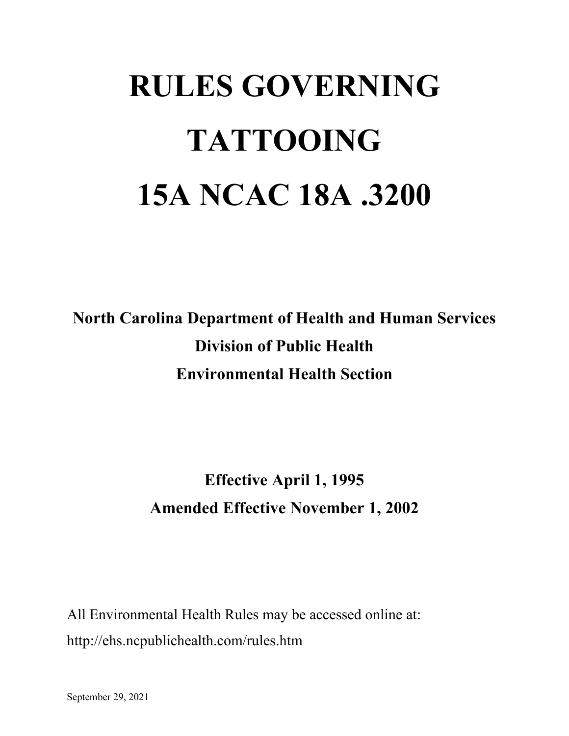# RULES GOVERNING TATTOOING 15A NCAC 18A .3200

**North Carolina Department of Health and Human Services**
**Division of Public Health**
**Environmental Health Section**

**Effective April 1, 1995**
**Amended Effective November 1, 2002**

All Environmental Health Rules may be accessed online at:
http://ehs.ncpublichealth.com/rules.htm

September 29, 2021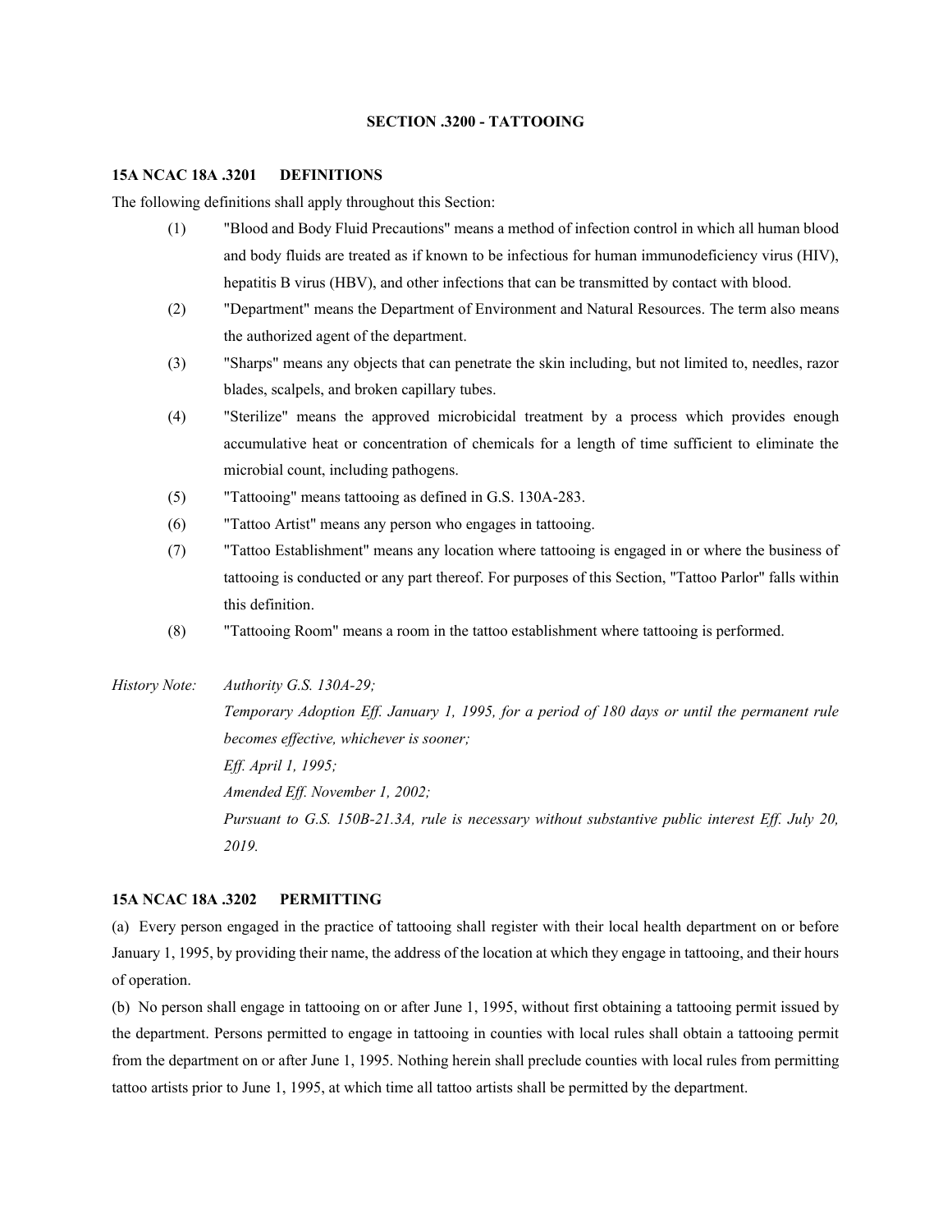## SECTION .3200 - TATTOOING

### 15A NCAC 18A .3201 DEFINITIONS

The following definitions shall apply throughout this Section:

(1) "Blood and Body Fluid Precautions" means a method of infection control in which all human blood and body fluids are treated as if known to be infectious for human immunodeficiency virus (HIV), hepatitis B virus (HBV), and other infections that can be transmitted by contact with blood.

(2) "Department" means the Department of Environment and Natural Resources. The term also means the authorized agent of the department.

(3) "Sharps" means any objects that can penetrate the skin including, but not limited to, needles, razor blades, scalpels, and broken capillary tubes.

(4) "Sterilize" means the approved microbicidal treatment by a process which provides enough accumulative heat or concentration of chemicals for a length of time sufficient to eliminate the microbial count, including pathogens.

(5) "Tattooing" means tattooing as defined in G.S. 130A-283.

(6) "Tattoo Artist" means any person who engages in tattooing.

(7) "Tattoo Establishment" means any location where tattooing is engaged in or where the business of tattooing is conducted or any part thereof. For purposes of this Section, "Tattoo Parlor" falls within this definition.

(8) "Tattooing Room" means a room in the tattoo establishment where tattooing is performed.

*History Note: Authority G.S. 130A-29;*
*Temporary Adoption Eff. January 1, 1995, for a period of 180 days or until the permanent rule becomes effective, whichever is sooner;*
*Eff. April 1, 1995;*
*Amended Eff. November 1, 2002;*
*Pursuant to G.S. 150B-21.3A, rule is necessary without substantive public interest Eff. July 20, 2019.*

### 15A NCAC 18A .3202 PERMITTING

(a) Every person engaged in the practice of tattooing shall register with their local health department on or before January 1, 1995, by providing their name, the address of the location at which they engage in tattooing, and their hours of operation.

(b) No person shall engage in tattooing on or after June 1, 1995, without first obtaining a tattooing permit issued by the department. Persons permitted to engage in tattooing in counties with local rules shall obtain a tattooing permit from the department on or after June 1, 1995. Nothing herein shall preclude counties with local rules from permitting tattoo artists prior to June 1, 1995, at which time all tattoo artists shall be permitted by the department.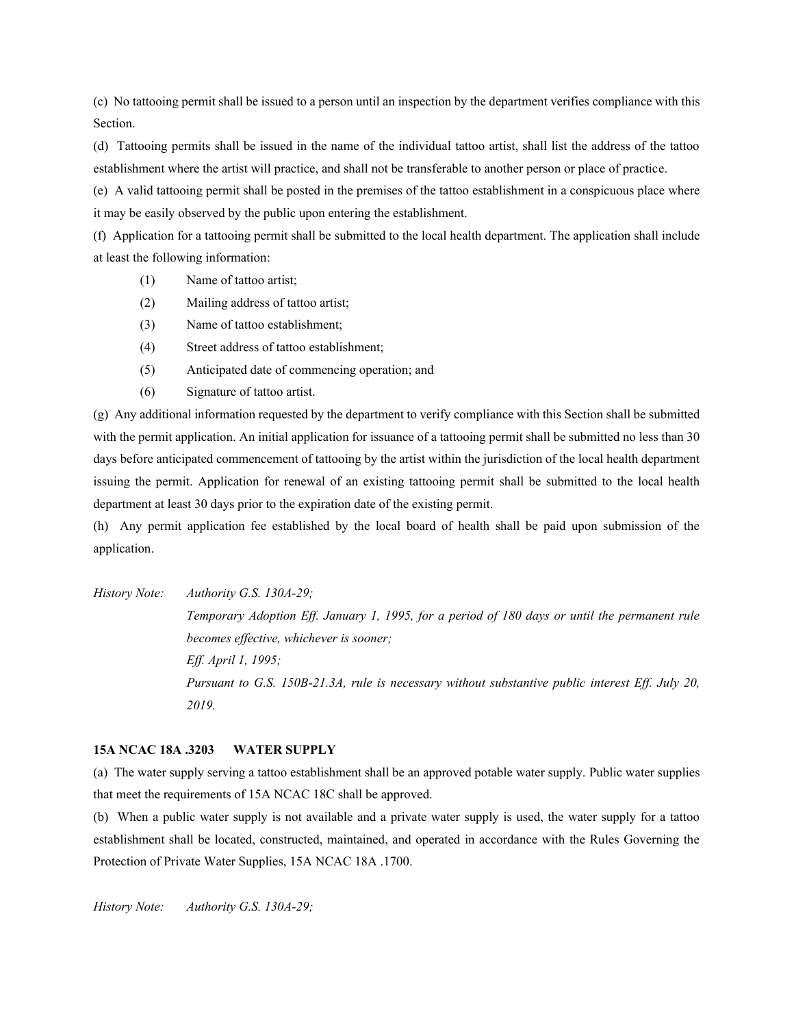(c) No tattooing permit shall be issued to a person until an inspection by the department verifies compliance with this Section.

(d) Tattooing permits shall be issued in the name of the individual tattoo artist, shall list the address of the tattoo establishment where the artist will practice, and shall not be transferable to another person or place of practice.

(e) A valid tattooing permit shall be posted in the premises of the tattoo establishment in a conspicuous place where it may be easily observed by the public upon entering the establishment.

(f) Application for a tattooing permit shall be submitted to the local health department. The application shall include at least the following information:

- (1) Name of tattoo artist;
- (2) Mailing address of tattoo artist;
- (3) Name of tattoo establishment;
- (4) Street address of tattoo establishment;
- (5) Anticipated date of commencing operation; and
- (6) Signature of tattoo artist.

(g) Any additional information requested by the department to verify compliance with this Section shall be submitted with the permit application. An initial application for issuance of a tattooing permit shall be submitted no less than 30 days before anticipated commencement of tattooing by the artist within the jurisdiction of the local health department issuing the permit. Application for renewal of an existing tattooing permit shall be submitted to the local health department at least 30 days prior to the expiration date of the existing permit.

(h) Any permit application fee established by the local board of health shall be paid upon submission of the application.

*History Note: Authority G.S. 130A-29;*
*Temporary Adoption Eff. January 1, 1995, for a period of 180 days or until the permanent rule becomes effective, whichever is sooner;*
*Eff. April 1, 1995;*
*Pursuant to G.S. 150B-21.3A, rule is necessary without substantive public interest Eff. July 20, 2019.*

**15A NCAC 18A .3203 WATER SUPPLY**

(a) The water supply serving a tattoo establishment shall be an approved potable water supply. Public water supplies that meet the requirements of 15A NCAC 18C shall be approved.

(b) When a public water supply is not available and a private water supply is used, the water supply for a tattoo establishment shall be located, constructed, maintained, and operated in accordance with the Rules Governing the Protection of Private Water Supplies, 15A NCAC 18A .1700.

*History Note: Authority G.S. 130A-29;*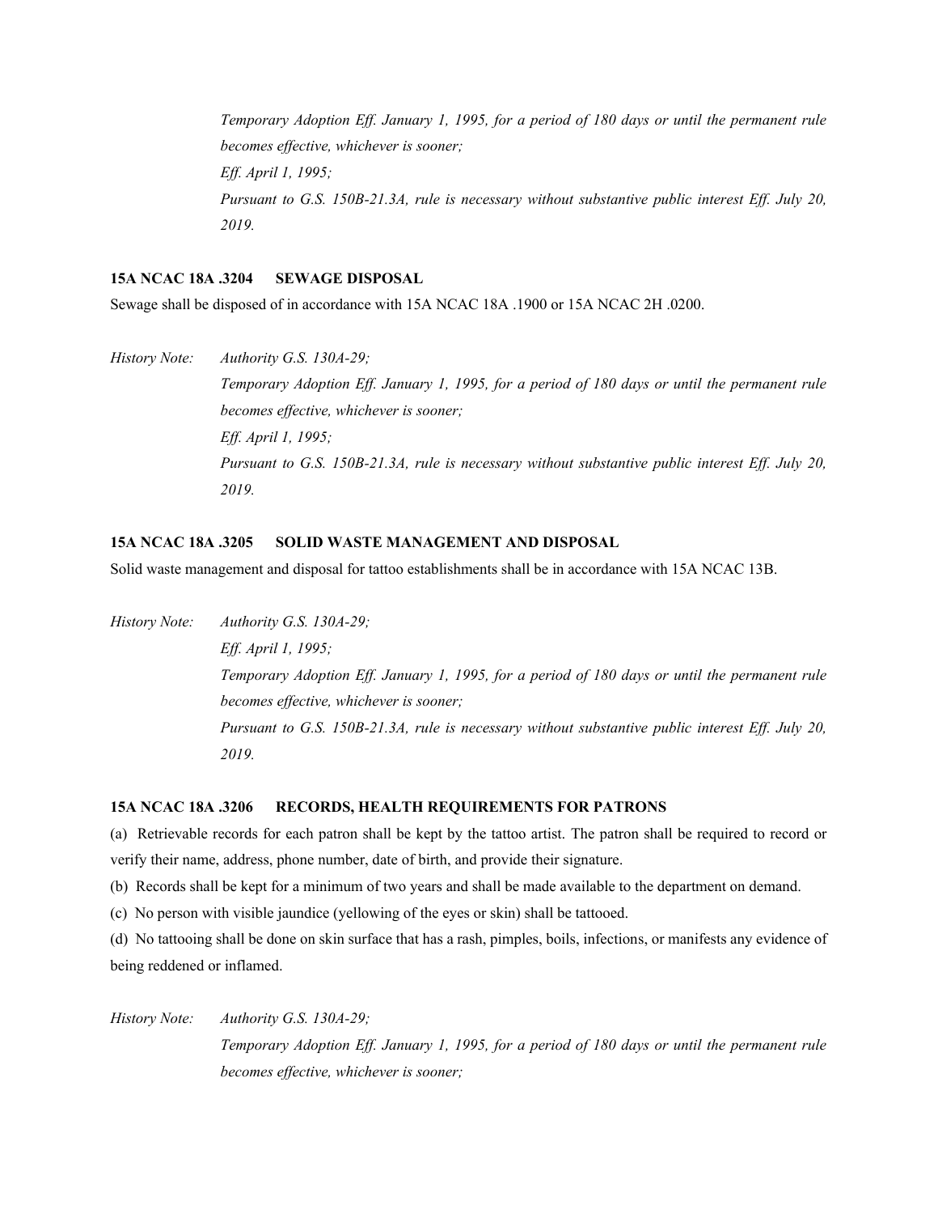*Temporary Adoption Eff. January 1, 1995, for a period of 180 days or until the permanent rule becomes effective, whichever is sooner;*
*Eff. April 1, 1995;*
*Pursuant to G.S. 150B-21.3A, rule is necessary without substantive public interest Eff. July 20, 2019.*

**15A NCAC 18A .3204 SEWAGE DISPOSAL**

Sewage shall be disposed of in accordance with 15A NCAC 18A .1900 or 15A NCAC 2H .0200.

*History Note: Authority G.S. 130A-29;*
*Temporary Adoption Eff. January 1, 1995, for a period of 180 days or until the permanent rule becomes effective, whichever is sooner;*
*Eff. April 1, 1995;*
*Pursuant to G.S. 150B-21.3A, rule is necessary without substantive public interest Eff. July 20, 2019.*

**15A NCAC 18A .3205 SOLID WASTE MANAGEMENT AND DISPOSAL**

Solid waste management and disposal for tattoo establishments shall be in accordance with 15A NCAC 13B.

*History Note: Authority G.S. 130A-29;*
*Eff. April 1, 1995;*
*Temporary Adoption Eff. January 1, 1995, for a period of 180 days or until the permanent rule becomes effective, whichever is sooner;*
*Pursuant to G.S. 150B-21.3A, rule is necessary without substantive public interest Eff. July 20, 2019.*

**15A NCAC 18A .3206 RECORDS, HEALTH REQUIREMENTS FOR PATRONS**

(a) Retrievable records for each patron shall be kept by the tattoo artist. The patron shall be required to record or verify their name, address, phone number, date of birth, and provide their signature.

(b) Records shall be kept for a minimum of two years and shall be made available to the department on demand.

(c) No person with visible jaundice (yellowing of the eyes or skin) shall be tattooed.

(d) No tattooing shall be done on skin surface that has a rash, pimples, boils, infections, or manifests any evidence of being reddened or inflamed.

*History Note: Authority G.S. 130A-29;*
*Temporary Adoption Eff. January 1, 1995, for a period of 180 days or until the permanent rule becomes effective, whichever is sooner;*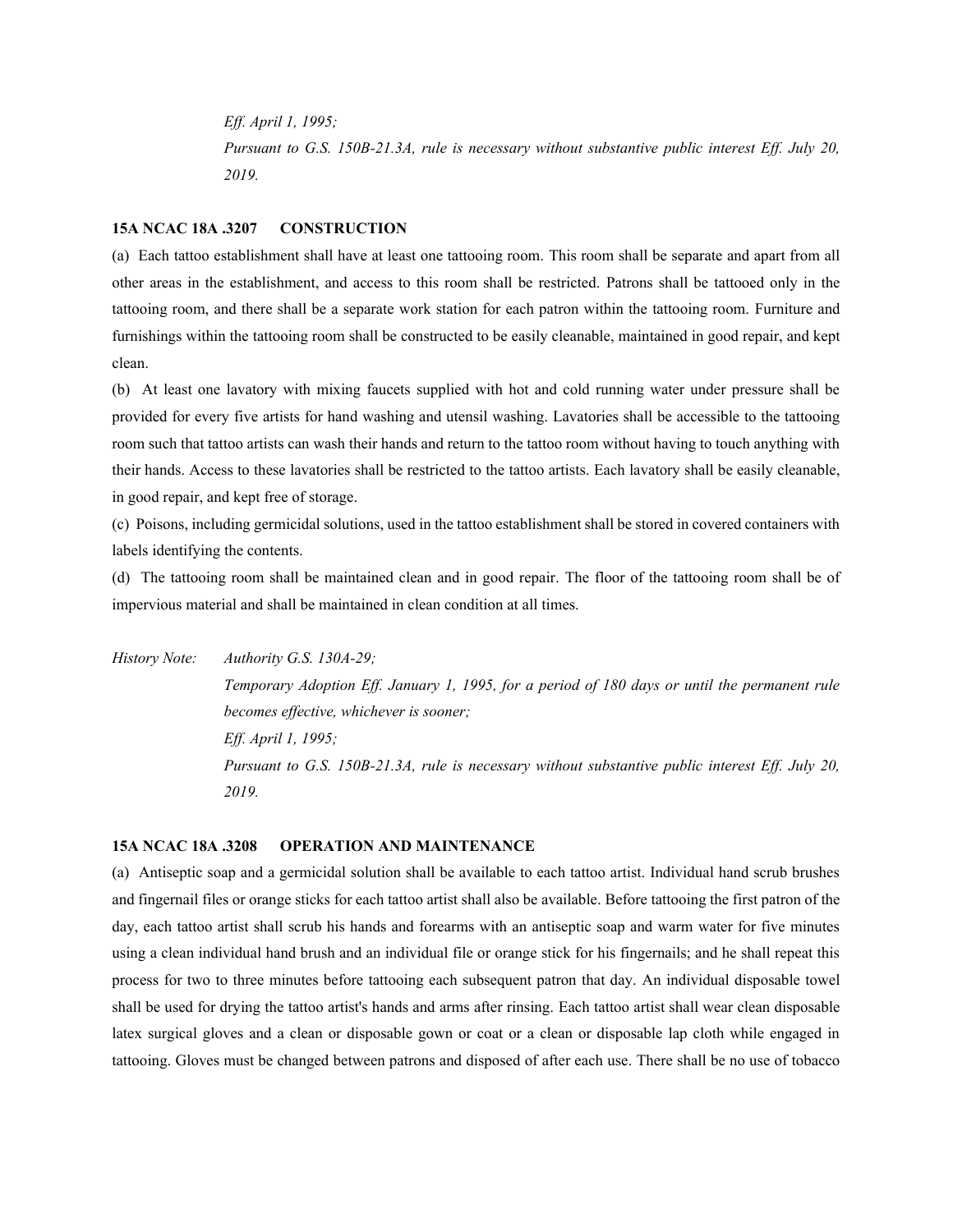*Eff. April 1, 1995;*

*Pursuant to G.S. 150B-21.3A, rule is necessary without substantive public interest Eff. July 20, 2019.*

### 15A NCAC 18A .3207 CONSTRUCTION

(a) Each tattoo establishment shall have at least one tattooing room. This room shall be separate and apart from all other areas in the establishment, and access to this room shall be restricted. Patrons shall be tattooed only in the tattooing room, and there shall be a separate work station for each patron within the tattooing room. Furniture and furnishings within the tattooing room shall be constructed to be easily cleanable, maintained in good repair, and kept clean.

(b) At least one lavatory with mixing faucets supplied with hot and cold running water under pressure shall be provided for every five artists for hand washing and utensil washing. Lavatories shall be accessible to the tattooing room such that tattoo artists can wash their hands and return to the tattoo room without having to touch anything with their hands. Access to these lavatories shall be restricted to the tattoo artists. Each lavatory shall be easily cleanable, in good repair, and kept free of storage.

(c) Poisons, including germicidal solutions, used in the tattoo establishment shall be stored in covered containers with labels identifying the contents.

(d) The tattooing room shall be maintained clean and in good repair. The floor of the tattooing room shall be of impervious material and shall be maintained in clean condition at all times.

*History Note: Authority G.S. 130A-29;*

*Temporary Adoption Eff. January 1, 1995, for a period of 180 days or until the permanent rule becomes effective, whichever is sooner;*

*Eff. April 1, 1995;*

*Pursuant to G.S. 150B-21.3A, rule is necessary without substantive public interest Eff. July 20, 2019.*

### 15A NCAC 18A .3208 OPERATION AND MAINTENANCE

(a) Antiseptic soap and a germicidal solution shall be available to each tattoo artist. Individual hand scrub brushes and fingernail files or orange sticks for each tattoo artist shall also be available. Before tattooing the first patron of the day, each tattoo artist shall scrub his hands and forearms with an antiseptic soap and warm water for five minutes using a clean individual hand brush and an individual file or orange stick for his fingernails; and he shall repeat this process for two to three minutes before tattooing each subsequent patron that day. An individual disposable towel shall be used for drying the tattoo artist's hands and arms after rinsing. Each tattoo artist shall wear clean disposable latex surgical gloves and a clean or disposable gown or coat or a clean or disposable lap cloth while engaged in tattooing. Gloves must be changed between patrons and disposed of after each use. There shall be no use of tobacco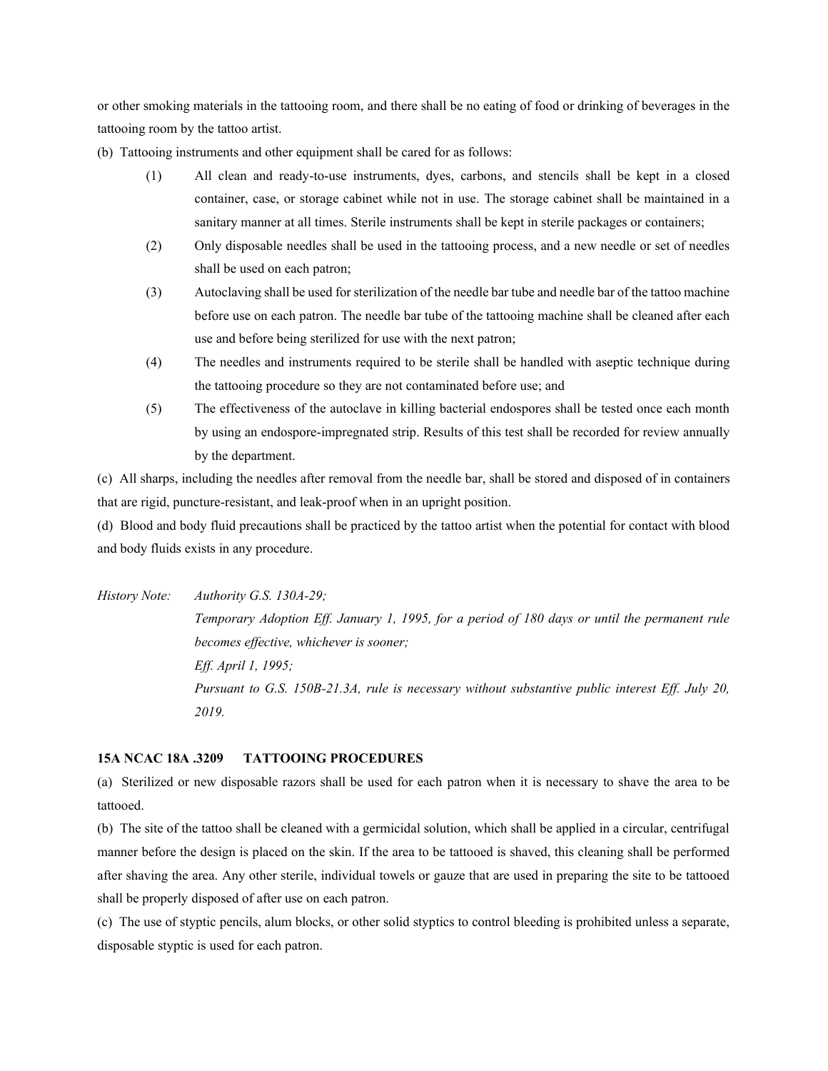or other smoking materials in the tattooing room, and there shall be no eating of food or drinking of beverages in the tattooing room by the tattoo artist.

(b) Tattooing instruments and other equipment shall be cared for as follows:

(1) All clean and ready-to-use instruments, dyes, carbons, and stencils shall be kept in a closed container, case, or storage cabinet while not in use. The storage cabinet shall be maintained in a sanitary manner at all times. Sterile instruments shall be kept in sterile packages or containers;

(2) Only disposable needles shall be used in the tattooing process, and a new needle or set of needles shall be used on each patron;

(3) Autoclaving shall be used for sterilization of the needle bar tube and needle bar of the tattoo machine before use on each patron. The needle bar tube of the tattooing machine shall be cleaned after each use and before being sterilized for use with the next patron;

(4) The needles and instruments required to be sterile shall be handled with aseptic technique during the tattooing procedure so they are not contaminated before use; and

(5) The effectiveness of the autoclave in killing bacterial endospores shall be tested once each month by using an endospore-impregnated strip. Results of this test shall be recorded for review annually by the department.

(c) All sharps, including the needles after removal from the needle bar, shall be stored and disposed of in containers that are rigid, puncture-resistant, and leak-proof when in an upright position.

(d) Blood and body fluid precautions shall be practiced by the tattoo artist when the potential for contact with blood and body fluids exists in any procedure.

*History Note:* *Authority G.S. 130A-29;*
*Temporary Adoption Eff. January 1, 1995, for a period of 180 days or until the permanent rule becomes effective, whichever is sooner;*
*Eff. April 1, 1995;*
*Pursuant to G.S. 150B-21.3A, rule is necessary without substantive public interest Eff. July 20, 2019.*

**15A NCAC 18A .3209 TATTOOING PROCEDURES**

(a) Sterilized or new disposable razors shall be used for each patron when it is necessary to shave the area to be tattooed.

(b) The site of the tattoo shall be cleaned with a germicidal solution, which shall be applied in a circular, centrifugal manner before the design is placed on the skin. If the area to be tattooed is shaved, this cleaning shall be performed after shaving the area. Any other sterile, individual towels or gauze that are used in preparing the site to be tattooed shall be properly disposed of after use on each patron.

(c) The use of styptic pencils, alum blocks, or other solid styptics to control bleeding is prohibited unless a separate, disposable styptic is used for each patron.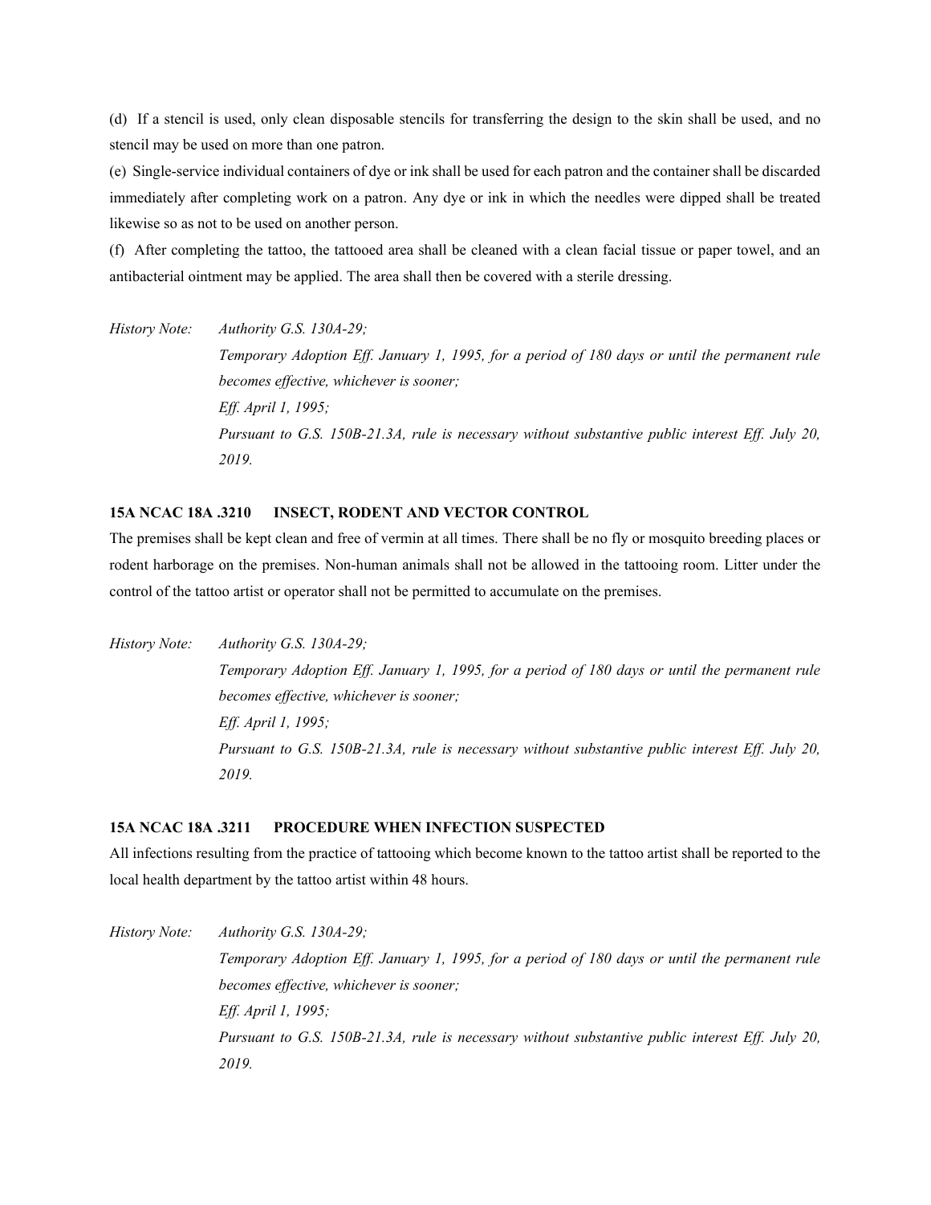(d) If a stencil is used, only clean disposable stencils for transferring the design to the skin shall be used, and no stencil may be used on more than one patron.

(e) Single-service individual containers of dye or ink shall be used for each patron and the container shall be discarded immediately after completing work on a patron. Any dye or ink in which the needles were dipped shall be treated likewise so as not to be used on another person.

(f) After completing the tattoo, the tattooed area shall be cleaned with a clean facial tissue or paper towel, and an antibacterial ointment may be applied. The area shall then be covered with a sterile dressing.

*History Note: Authority G.S. 130A-29;*
*Temporary Adoption Eff. January 1, 1995, for a period of 180 days or until the permanent rule becomes effective, whichever is sooner;*
*Eff. April 1, 1995;*
*Pursuant to G.S. 150B-21.3A, rule is necessary without substantive public interest Eff. July 20, 2019.*

**15A NCAC 18A .3210 INSECT, RODENT AND VECTOR CONTROL**

The premises shall be kept clean and free of vermin at all times. There shall be no fly or mosquito breeding places or rodent harborage on the premises. Non-human animals shall not be allowed in the tattooing room. Litter under the control of the tattoo artist or operator shall not be permitted to accumulate on the premises.

*History Note: Authority G.S. 130A-29;*
*Temporary Adoption Eff. January 1, 1995, for a period of 180 days or until the permanent rule becomes effective, whichever is sooner;*
*Eff. April 1, 1995;*
*Pursuant to G.S. 150B-21.3A, rule is necessary without substantive public interest Eff. July 20, 2019.*

**15A NCAC 18A .3211 PROCEDURE WHEN INFECTION SUSPECTED**

All infections resulting from the practice of tattooing which become known to the tattoo artist shall be reported to the local health department by the tattoo artist within 48 hours.

*History Note: Authority G.S. 130A-29;*
*Temporary Adoption Eff. January 1, 1995, for a period of 180 days or until the permanent rule becomes effective, whichever is sooner;*
*Eff. April 1, 1995;*
*Pursuant to G.S. 150B-21.3A, rule is necessary without substantive public interest Eff. July 20, 2019.*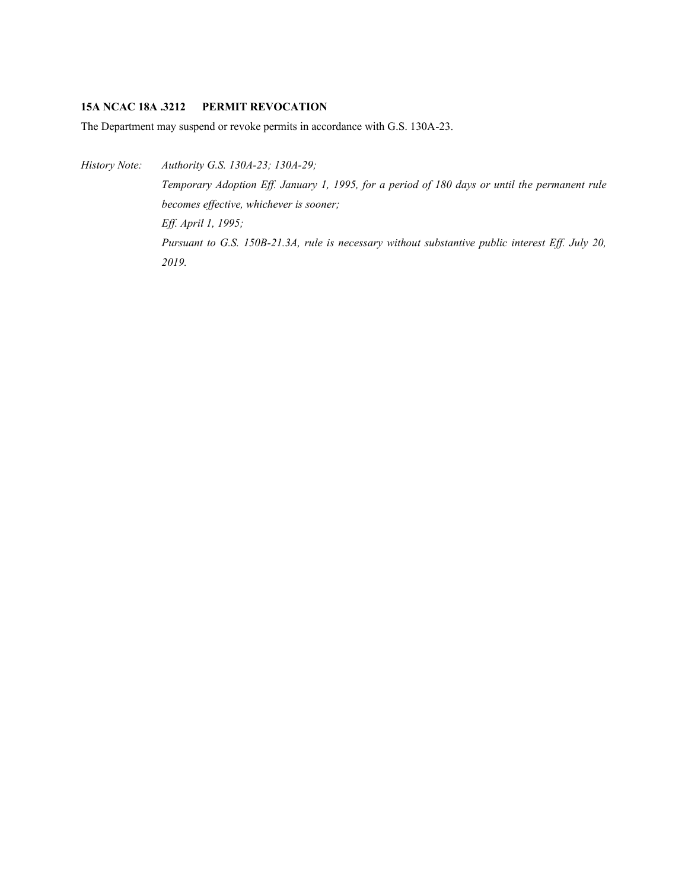**15A NCAC 18A .3212 PERMIT REVOCATION**

The Department may suspend or revoke permits in accordance with G.S. 130A-23.

*History Note:* *Authority G.S. 130A-23; 130A-29;*
*Temporary Adoption Eff. January 1, 1995, for a period of 180 days or until the permanent rule becomes effective, whichever is sooner;*
*Eff. April 1, 1995;*
*Pursuant to G.S. 150B-21.3A, rule is necessary without substantive public interest Eff. July 20, 2019.*